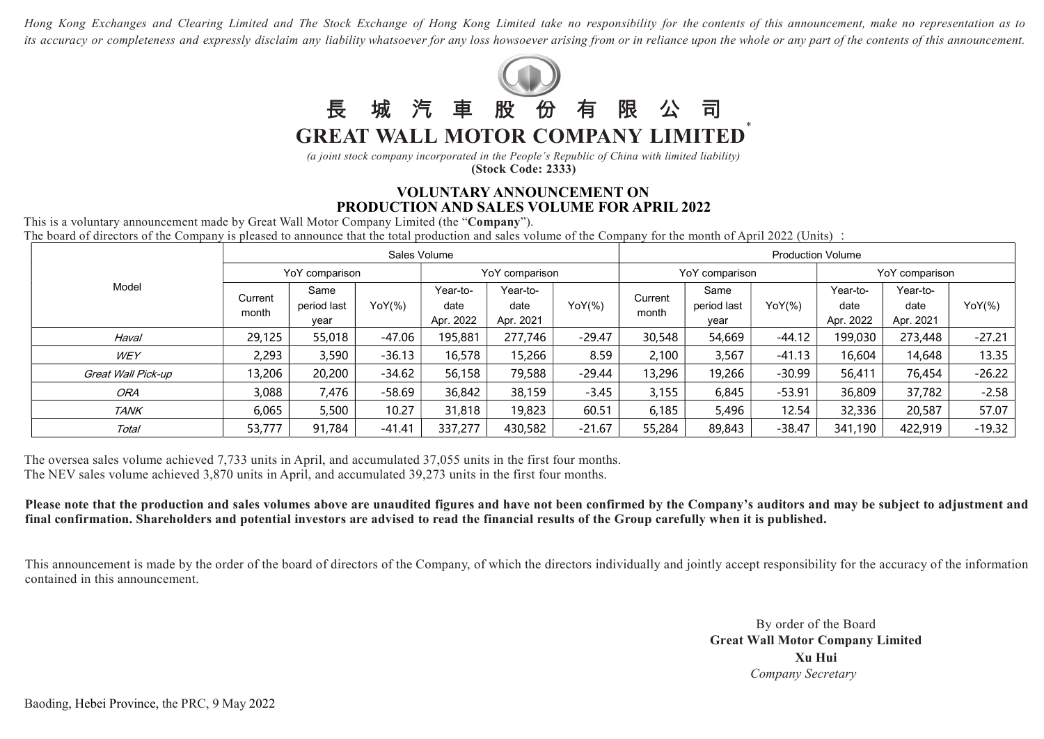*Hong Kong Exchanges and Clearing Limited and The Stock Exchange of Hong Kong Limited take no responsibility for the contents of this announcement, make no representation as to its accuracy or completeness and expressly disclaim any liability whatsoever for any loss howsoever arising from or in reliance upon the whole or any part of the contents of this announcement.*

# 長城汽車股份有限公司
# GREAT WALL MOTOR COMPANY LIMITED*

*(a joint stock company incorporated in the People's Republic of China with limited liability)*
**(Stock Code: 2333)**

## VOLUNTARY ANNOUNCEMENT ON PRODUCTION AND SALES VOLUME FOR APRIL 2022

This is a voluntary announcement made by Great Wall Motor Company Limited (the "**Company**").

The board of directors of the Company is pleased to announce that the total production and sales volume of the Company for the month of April 2022 (Units) :

| Model | Sales Volume | | | | | | Production Volume | | | | | |
|---|---|---|---|---|---|---|---|---|---|---|---|---|
| | YoY comparison | | | YoY comparison | | | YoY comparison | | | YoY comparison | | |
| | Current month | Same period last year | YoY(%) | Year-to-date Apr. 2022 | Year-to-date Apr. 2021 | YoY(%) | Current month | Same period last year | YoY(%) | Year-to-date Apr. 2022 | Year-to-date Apr. 2021 | YoY(%) |
| *Haval* | 29,125 | 55,018 | -47.06 | 195,881 | 277,746 | -29.47 | 30,548 | 54,669 | -44.12 | 199,030 | 273,448 | -27.21 |
| *WEY* | 2,293 | 3,590 | -36.13 | 16,578 | 15,266 | 8.59 | 2,100 | 3,567 | -41.13 | 16,604 | 14,648 | 13.35 |
| *Great Wall Pick-up* | 13,206 | 20,200 | -34.62 | 56,158 | 79,588 | -29.44 | 13,296 | 19,266 | -30.99 | 56,411 | 76,454 | -26.22 |
| *ORA* | 3,088 | 7,476 | -58.69 | 36,842 | 38,159 | -3.45 | 3,155 | 6,845 | -53.91 | 36,809 | 37,782 | -2.58 |
| *TANK* | 6,065 | 5,500 | 10.27 | 31,818 | 19,823 | 60.51 | 6,185 | 5,496 | 12.54 | 32,336 | 20,587 | 57.07 |
| *Total* | 53,777 | 91,784 | -41.41 | 337,277 | 430,582 | -21.67 | 55,284 | 89,843 | -38.47 | 341,190 | 422,919 | -19.32 |

The oversea sales volume achieved 7,733 units in April, and accumulated 37,055 units in the first four months.
The NEV sales volume achieved 3,870 units in April, and accumulated 39,273 units in the first four months.

**Please note that the production and sales volumes above are unaudited figures and have not been confirmed by the Company's auditors and may be subject to adjustment and final confirmation. Shareholders and potential investors are advised to read the financial results of the Group carefully when it is published.**

This announcement is made by the order of the board of directors of the Company, of which the directors individually and jointly accept responsibility for the accuracy of the information contained in this announcement.

By order of the Board
**Great Wall Motor Company Limited**
**Xu Hui**
*Company Secretary*

Baoding, Hebei Province, the PRC, 9 May 2022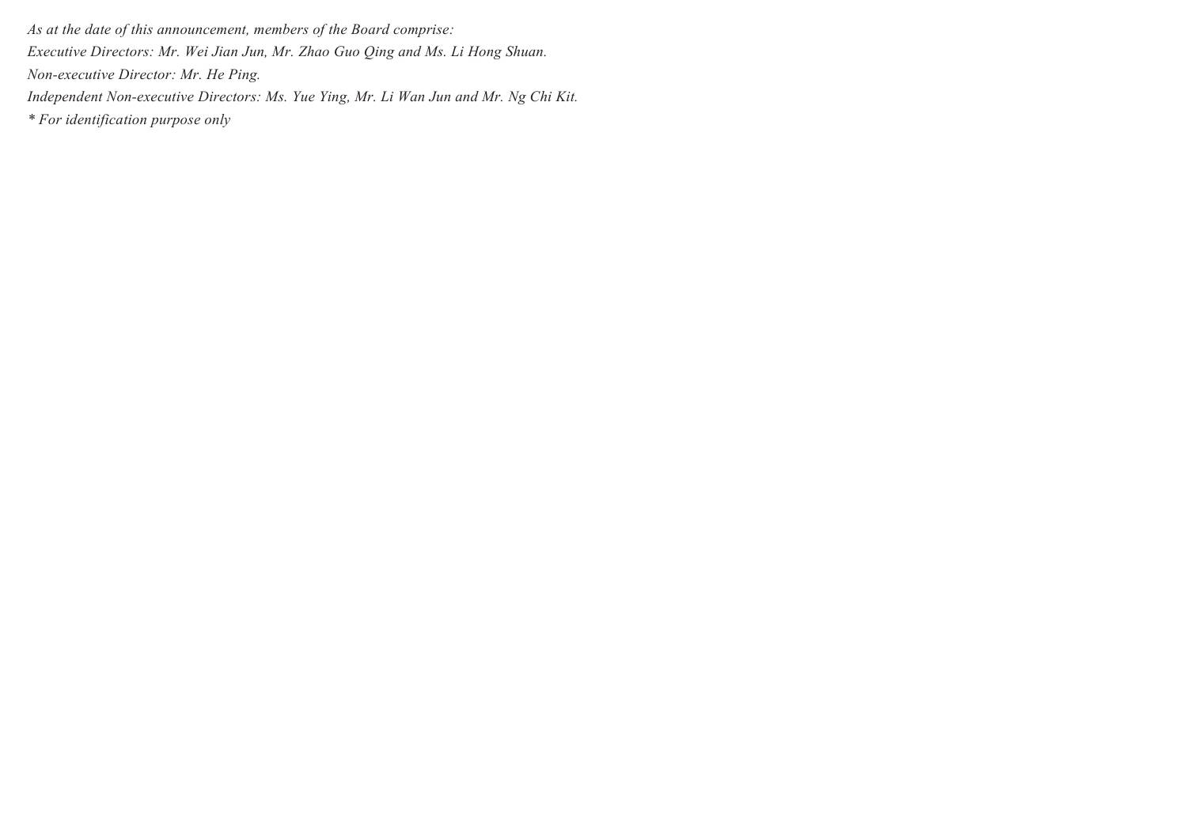*As at the date of this announcement, members of the Board comprise:*

*Executive Directors: Mr. Wei Jian Jun, Mr. Zhao Guo Qing and Ms. Li Hong Shuan.*

*Non-executive Director: Mr. He Ping.*

*Independent Non-executive Directors: Ms. Yue Ying, Mr. Li Wan Jun and Mr. Ng Chi Kit.*

** For identification purpose only*